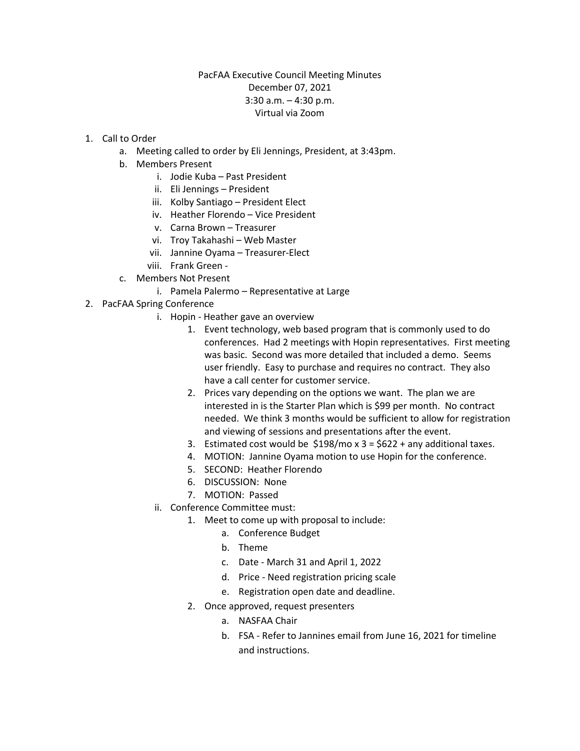PacFAA Executive Council Meeting Minutes
December 07, 2021
3:30 a.m. – 4:30 p.m.
Virtual via Zoom

1. Call to Order
   a. Meeting called to order by Eli Jennings, President, at 3:43pm.
   b. Members Present
      i. Jodie Kuba – Past President
      ii. Eli Jennings – President
      iii. Kolby Santiago – President Elect
      iv. Heather Florendo – Vice President
      v. Carna Brown – Treasurer
      vi. Troy Takahashi – Web Master
      vii. Jannine Oyama – Treasurer-Elect
      viii. Frank Green -
   c. Members Not Present
      i. Pamela Palermo – Representative at Large
2. PacFAA Spring Conference
      i. Hopin - Heather gave an overview
         1. Event technology, web based program that is commonly used to do conferences. Had 2 meetings with Hopin representatives. First meeting was basic. Second was more detailed that included a demo. Seems user friendly. Easy to purchase and requires no contract. They also have a call center for customer service.
         2. Prices vary depending on the options we want. The plan we are interested in is the Starter Plan which is $99 per month. No contract needed. We think 3 months would be sufficient to allow for registration and viewing of sessions and presentations after the event.
         3. Estimated cost would be $198/mo x 3 = $622 + any additional taxes.
         4. MOTION: Jannine Oyama motion to use Hopin for the conference.
         5. SECOND: Heather Florendo
         6. DISCUSSION: None
         7. MOTION: Passed
      ii. Conference Committee must:
         1. Meet to come up with proposal to include:
            a. Conference Budget
            b. Theme
            c. Date - March 31 and April 1, 2022
            d. Price - Need registration pricing scale
            e. Registration open date and deadline.
         2. Once approved, request presenters
            a. NASFAA Chair
            b. FSA - Refer to Jannines email from June 16, 2021 for timeline and instructions.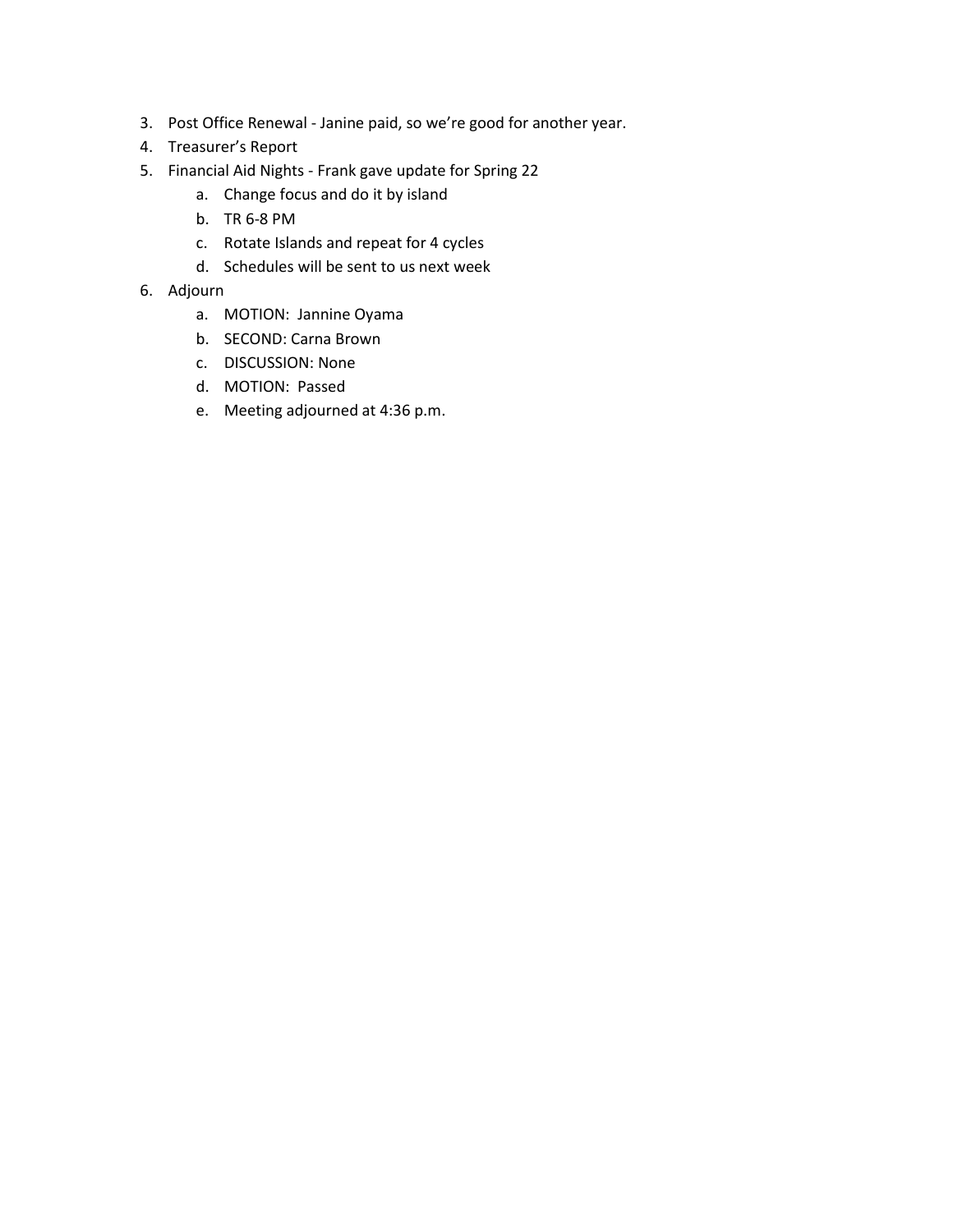3. Post Office Renewal - Janine paid, so we're good for another year.
4. Treasurer's Report
5. Financial Aid Nights - Frank gave update for Spring 22
   a. Change focus and do it by island
   b. TR 6-8 PM
   c. Rotate Islands and repeat for 4 cycles
   d. Schedules will be sent to us next week
6. Adjourn
   a. MOTION: Jannine Oyama
   b. SECOND: Carna Brown
   c. DISCUSSION: None
   d. MOTION: Passed
   e. Meeting adjourned at 4:36 p.m.